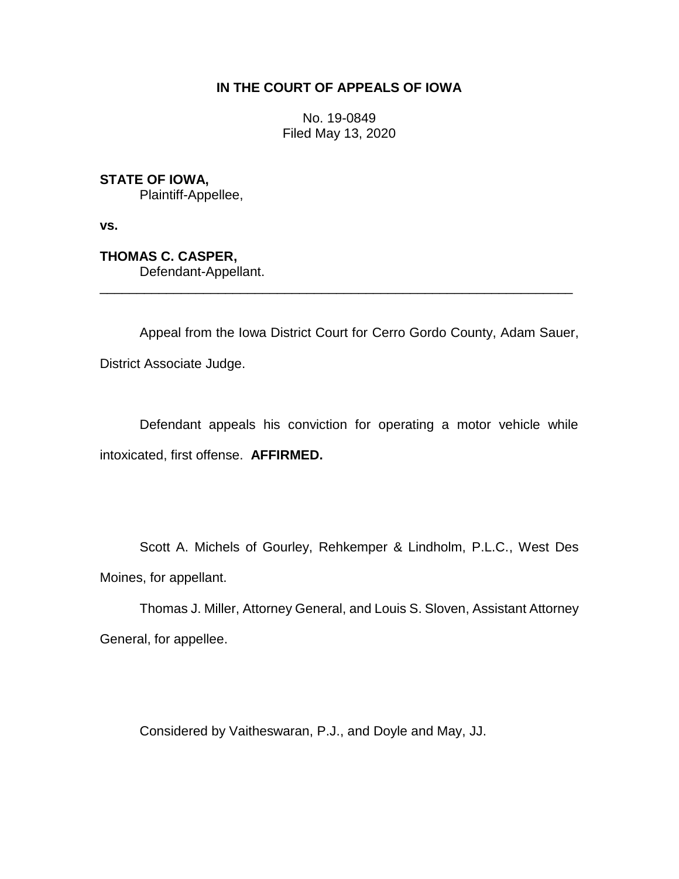**IN THE COURT OF APPEALS OF IOWA**

No. 19-0849
Filed May 13, 2020

**STATE OF IOWA,**
Plaintiff-Appellee,

**vs.**

**THOMAS C. CASPER,**
Defendant-Appellant.

---

Appeal from the Iowa District Court for Cerro Gordo County, Adam Sauer, District Associate Judge.

Defendant appeals his conviction for operating a motor vehicle while intoxicated, first offense. **AFFIRMED.**

Scott A. Michels of Gourley, Rehkemper & Lindholm, P.L.C., West Des Moines, for appellant.

Thomas J. Miller, Attorney General, and Louis S. Sloven, Assistant Attorney General, for appellee.

Considered by Vaitheswaran, P.J., and Doyle and May, JJ.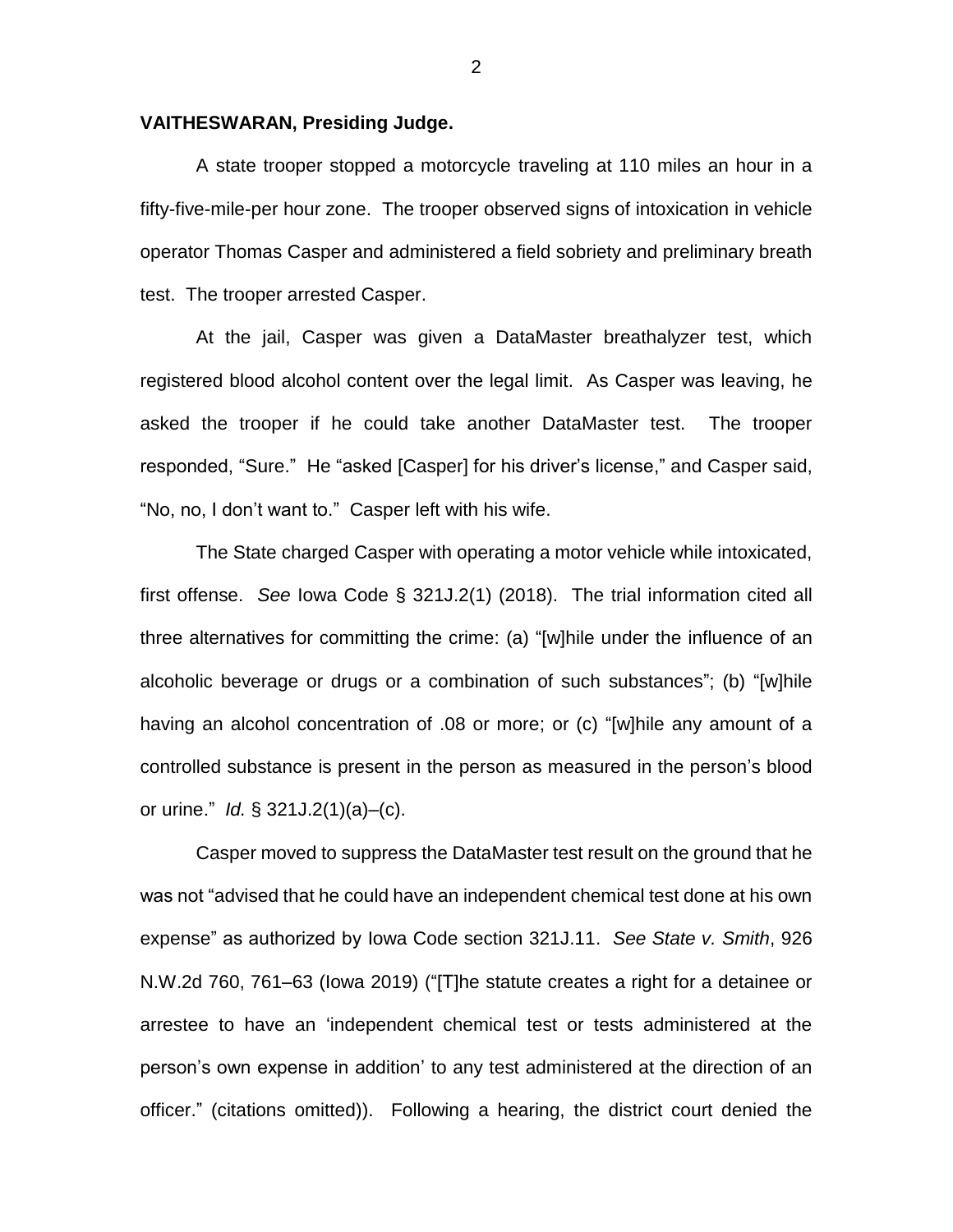**VAITHESWARAN, Presiding Judge.**

A state trooper stopped a motorcycle traveling at 110 miles an hour in a fifty-five-mile-per hour zone. The trooper observed signs of intoxication in vehicle operator Thomas Casper and administered a field sobriety and preliminary breath test. The trooper arrested Casper.

At the jail, Casper was given a DataMaster breathalyzer test, which registered blood alcohol content over the legal limit. As Casper was leaving, he asked the trooper if he could take another DataMaster test. The trooper responded, "Sure." He "asked [Casper] for his driver's license," and Casper said, "No, no, I don't want to." Casper left with his wife.

The State charged Casper with operating a motor vehicle while intoxicated, first offense. *See* Iowa Code § 321J.2(1) (2018). The trial information cited all three alternatives for committing the crime: (a) "[w]hile under the influence of an alcoholic beverage or drugs or a combination of such substances"; (b) "[w]hile having an alcohol concentration of .08 or more; or (c) "[w]hile any amount of a controlled substance is present in the person as measured in the person's blood or urine." *Id.* § 321J.2(1)(a)–(c).

Casper moved to suppress the DataMaster test result on the ground that he was not "advised that he could have an independent chemical test done at his own expense" as authorized by Iowa Code section 321J.11. *See State v. Smith*, 926 N.W.2d 760, 761–63 (Iowa 2019) ("[T]he statute creates a right for a detainee or arrestee to have an 'independent chemical test or tests administered at the person's own expense in addition' to any test administered at the direction of an officer." (citations omitted)). Following a hearing, the district court denied the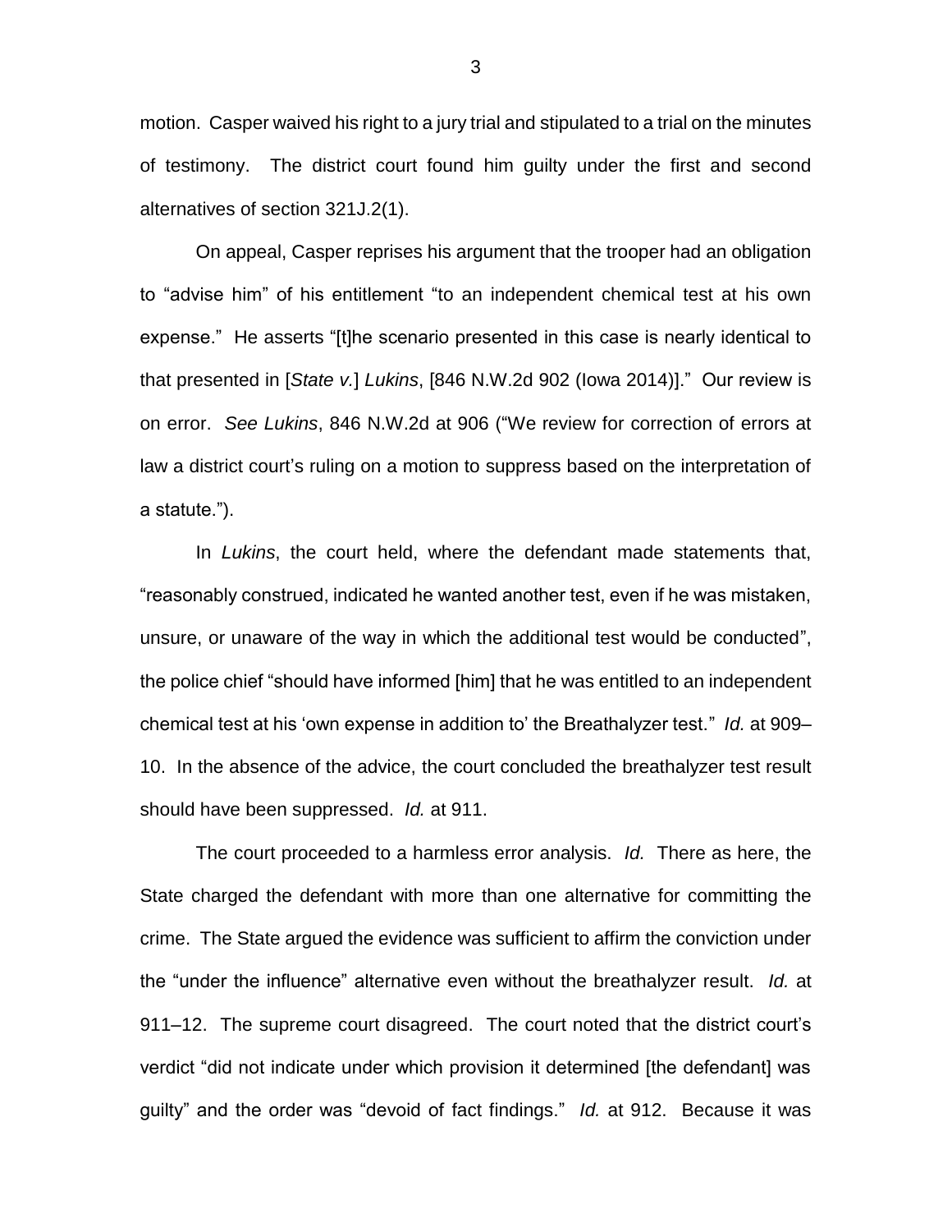motion. Casper waived his right to a jury trial and stipulated to a trial on the minutes of testimony. The district court found him guilty under the first and second alternatives of section 321J.2(1).

On appeal, Casper reprises his argument that the trooper had an obligation to "advise him" of his entitlement "to an independent chemical test at his own expense." He asserts "[t]he scenario presented in this case is nearly identical to that presented in [*State v.*] *Lukins*, [846 N.W.2d 902 (Iowa 2014)]." Our review is on error. *See Lukins*, 846 N.W.2d at 906 ("We review for correction of errors at law a district court's ruling on a motion to suppress based on the interpretation of a statute.").

In *Lukins*, the court held, where the defendant made statements that, "reasonably construed, indicated he wanted another test, even if he was mistaken, unsure, or unaware of the way in which the additional test would be conducted", the police chief "should have informed [him] that he was entitled to an independent chemical test at his 'own expense in addition to' the Breathalyzer test." *Id.* at 909–10. In the absence of the advice, the court concluded the breathalyzer test result should have been suppressed. *Id.* at 911.

The court proceeded to a harmless error analysis. *Id.* There as here, the State charged the defendant with more than one alternative for committing the crime. The State argued the evidence was sufficient to affirm the conviction under the "under the influence" alternative even without the breathalyzer result. *Id.* at 911–12. The supreme court disagreed. The court noted that the district court's verdict "did not indicate under which provision it determined [the defendant] was guilty" and the order was "devoid of fact findings." *Id.* at 912. Because it was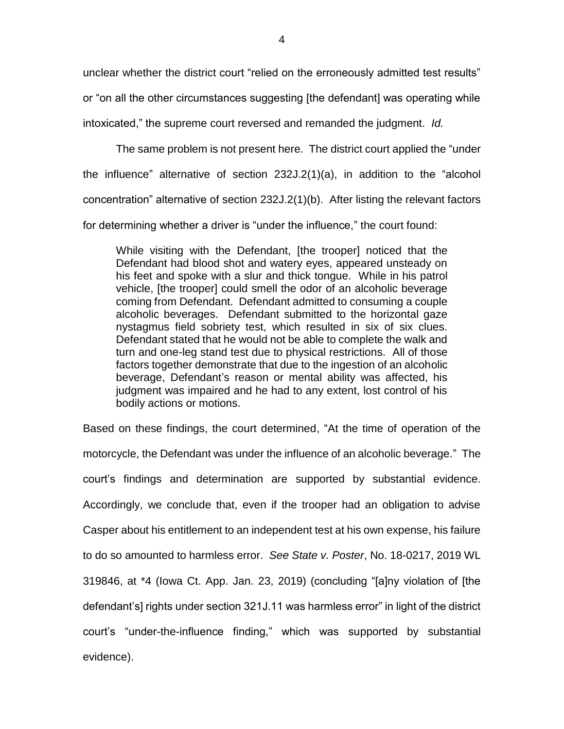unclear whether the district court "relied on the erroneously admitted test results" or "on all the other circumstances suggesting [the defendant] was operating while intoxicated," the supreme court reversed and remanded the judgment. *Id.*

The same problem is not present here. The district court applied the "under the influence" alternative of section 232J.2(1)(a), in addition to the "alcohol concentration" alternative of section 232J.2(1)(b). After listing the relevant factors for determining whether a driver is "under the influence," the court found:

> While visiting with the Defendant, [the trooper] noticed that the Defendant had blood shot and watery eyes, appeared unsteady on his feet and spoke with a slur and thick tongue. While in his patrol vehicle, [the trooper] could smell the odor of an alcoholic beverage coming from Defendant. Defendant admitted to consuming a couple alcoholic beverages. Defendant submitted to the horizontal gaze nystagmus field sobriety test, which resulted in six of six clues. Defendant stated that he would not be able to complete the walk and turn and one-leg stand test due to physical restrictions. All of those factors together demonstrate that due to the ingestion of an alcoholic beverage, Defendant's reason or mental ability was affected, his judgment was impaired and he had to any extent, lost control of his bodily actions or motions.

Based on these findings, the court determined, "At the time of operation of the motorcycle, the Defendant was under the influence of an alcoholic beverage." The court's findings and determination are supported by substantial evidence. Accordingly, we conclude that, even if the trooper had an obligation to advise Casper about his entitlement to an independent test at his own expense, his failure to do so amounted to harmless error. *See State v. Poster*, No. 18-0217, 2019 WL 319846, at *4 (Iowa Ct. App. Jan. 23, 2019) (concluding "[a]ny violation of [the defendant's] rights under section 321J.11 was harmless error" in light of the district court's "under-the-influence finding," which was supported by substantial evidence).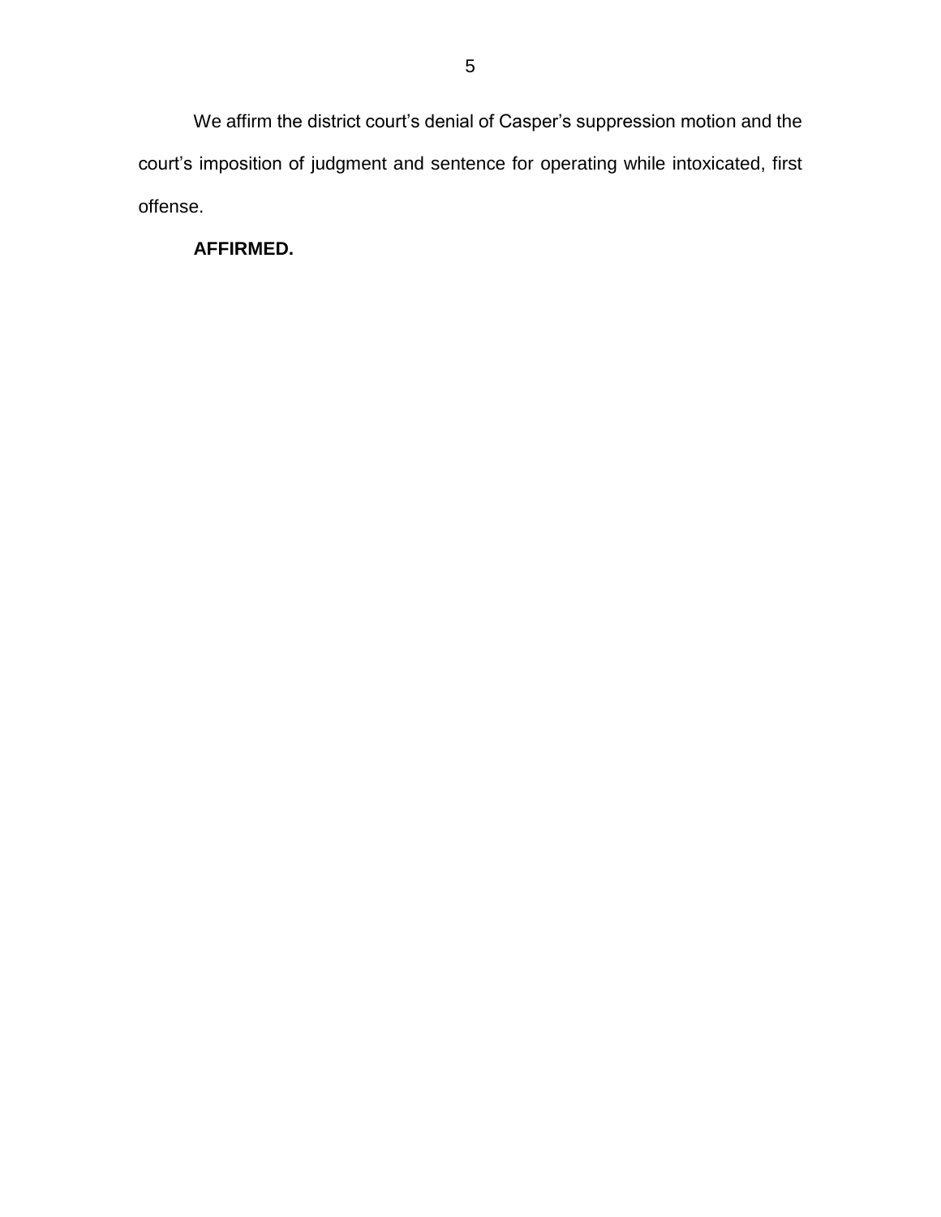We affirm the district court's denial of Casper's suppression motion and the court's imposition of judgment and sentence for operating while intoxicated, first offense.

**AFFIRMED.**